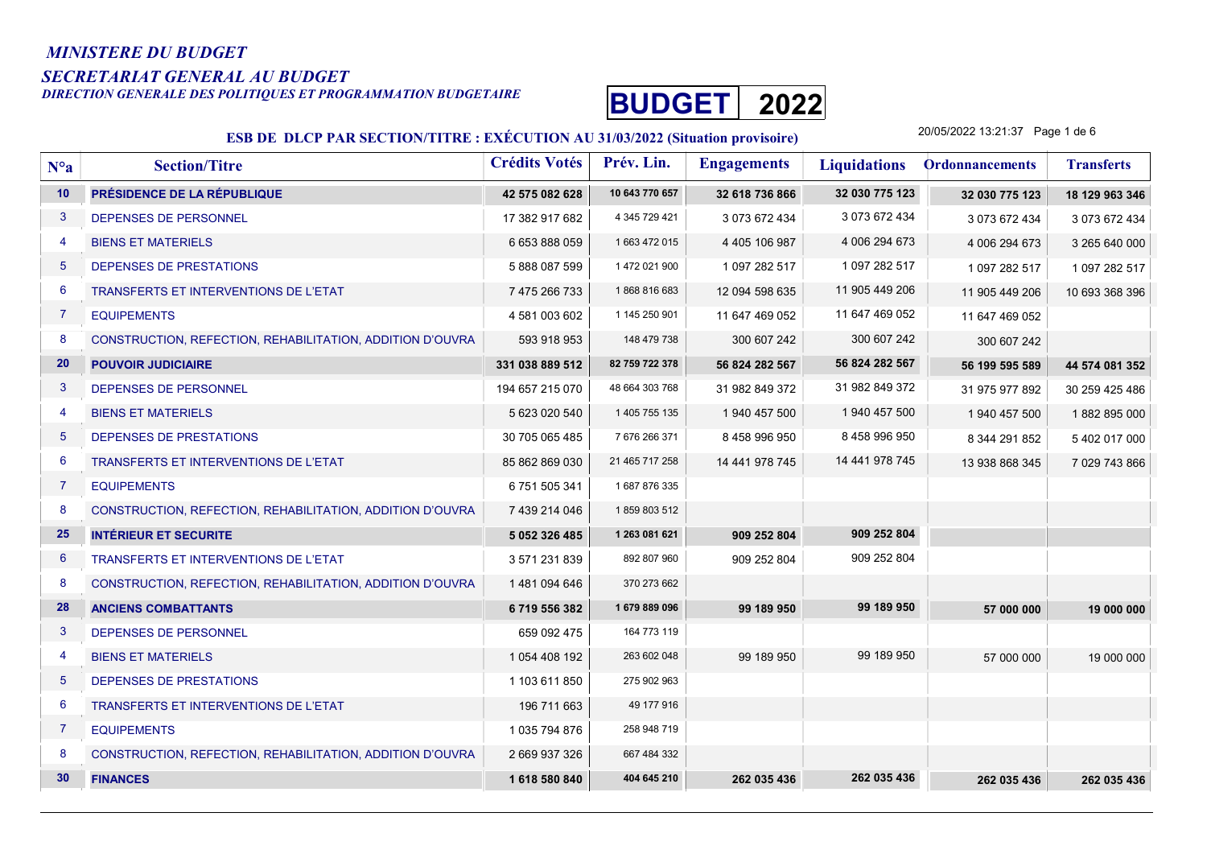*MINISTERE DU BUDGET*

*SECRETARIAT GENERAL AU BUDGET*

*DIRECTION GENERALE DES POLITIQUES ET PROGRAMMATION BUDGETAIRE*

**BUDGET 2022**

**ESB DE DLCP PAR SECTION/TITRE : EXÉCUTION AU 31/03/2022 (Situation provisoire)**

20/05/2022 13:21:37

| N°a | Section/Titre | Crédits Votés | Prév. Lin. | Engagements | Liquidations | Ordonnancements | Transferts |
|---|---|---|---|---|---|---|---|
| **10** | **PRÉSIDENCE DE LA RÉPUBLIQUE** | **42 575 082 628** | **10 643 770 657** | **32 618 736 866** | **32 030 775 123** | **32 030 775 123** | **18 129 963 346** |
| 3 | DEPENSES DE PERSONNEL | 17 382 917 682 | 4 345 729 421 | 3 073 672 434 | 3 073 672 434 | 3 073 672 434 | 3 073 672 434 |
| 4 | BIENS ET MATERIELS | 6 653 888 059 | 1 663 472 015 | 4 405 106 987 | 4 006 294 673 | 4 006 294 673 | 3 265 640 000 |
| 5 | DEPENSES DE PRESTATIONS | 5 888 087 599 | 1 472 021 900 | 1 097 282 517 | 1 097 282 517 | 1 097 282 517 | 1 097 282 517 |
| 6 | TRANSFERTS ET INTERVENTIONS DE L'ETAT | 7 475 266 733 | 1 868 816 683 | 12 094 598 635 | 11 905 449 206 | 11 905 449 206 | 10 693 368 396 |
| 7 | EQUIPEMENTS | 4 581 003 602 | 1 145 250 901 | 11 647 469 052 | 11 647 469 052 | 11 647 469 052 | |
| 8 | CONSTRUCTION, REFECTION, REHABILITATION, ADDITION D'OUVRA | 593 918 953 | 148 479 738 | 300 607 242 | 300 607 242 | 300 607 242 | |
| **20** | **POUVOIR JUDICIAIRE** | **331 038 889 512** | **82 759 722 378** | **56 824 282 567** | **56 824 282 567** | **56 199 595 589** | **44 574 081 352** |
| 3 | DEPENSES DE PERSONNEL | 194 657 215 070 | 48 664 303 768 | 31 982 849 372 | 31 982 849 372 | 31 975 977 892 | 30 259 425 486 |
| 4 | BIENS ET MATERIELS | 5 623 020 540 | 1 405 755 135 | 1 940 457 500 | 1 940 457 500 | 1 940 457 500 | 1 882 895 000 |
| 5 | DEPENSES DE PRESTATIONS | 30 705 065 485 | 7 676 266 371 | 8 458 996 950 | 8 458 996 950 | 8 344 291 852 | 5 402 017 000 |
| 6 | TRANSFERTS ET INTERVENTIONS DE L'ETAT | 85 862 869 030 | 21 465 717 258 | 14 441 978 745 | 14 441 978 745 | 13 938 868 345 | 7 029 743 866 |
| 7 | EQUIPEMENTS | 6 751 505 341 | 1 687 876 335 | | | | |
| 8 | CONSTRUCTION, REFECTION, REHABILITATION, ADDITION D'OUVRA | 7 439 214 046 | 1 859 803 512 | | | | |
| **25** | **INTÉRIEUR ET SECURITE** | **5 052 326 485** | **1 263 081 621** | **909 252 804** | **909 252 804** | | |
| 6 | TRANSFERTS ET INTERVENTIONS DE L'ETAT | 3 571 231 839 | 892 807 960 | 909 252 804 | 909 252 804 | | |
| 8 | CONSTRUCTION, REFECTION, REHABILITATION, ADDITION D'OUVRA | 1 481 094 646 | 370 273 662 | | | | |
| **28** | **ANCIENS COMBATTANTS** | **6 719 556 382** | **1 679 889 096** | **99 189 950** | **99 189 950** | **57 000 000** | **19 000 000** |
| 3 | DEPENSES DE PERSONNEL | 659 092 475 | 164 773 119 | | | | |
| 4 | BIENS ET MATERIELS | 1 054 408 192 | 263 602 048 | 99 189 950 | 99 189 950 | 57 000 000 | 19 000 000 |
| 5 | DEPENSES DE PRESTATIONS | 1 103 611 850 | 275 902 963 | | | | |
| 6 | TRANSFERTS ET INTERVENTIONS DE L'ETAT | 196 711 663 | 49 177 916 | | | | |
| 7 | EQUIPEMENTS | 1 035 794 876 | 258 948 719 | | | | |
| 8 | CONSTRUCTION, REFECTION, REHABILITATION, ADDITION D'OUVRA | 2 669 937 326 | 667 484 332 | | | | |
| **30** | **FINANCES** | **1 618 580 840** | **404 645 210** | **262 035 436** | **262 035 436** | **262 035 436** | **262 035 436** |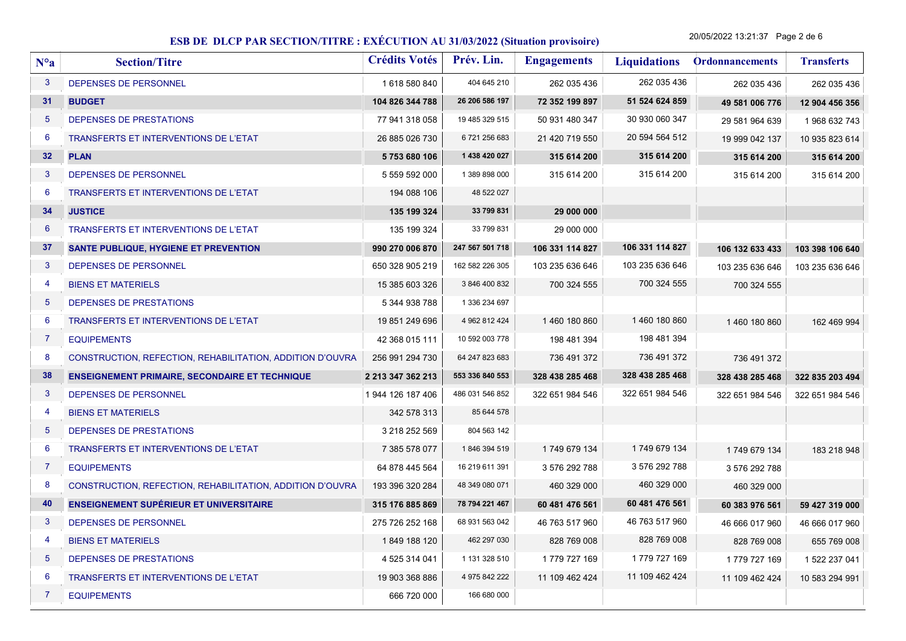## ESB DE DLCP PAR SECTION/TITRE : EXÉCUTION AU 31/03/2022 (Situation provisoire)

20/05/2022 13:21:37

| N°a | Section/Titre | Crédits Votés | Prév. Lin. | Engagements | Liquidations | Ordonnancements | Transferts |
|---|---|---|---|---|---|---|---|
| 3 | DEPENSES DE PERSONNEL | 1 618 580 840 | 404 645 210 | 262 035 436 | 262 035 436 | 262 035 436 | 262 035 436 |
| **31** | **BUDGET** | **104 826 344 788** | **26 206 586 197** | **72 352 199 897** | **51 524 624 859** | **49 581 006 776** | **12 904 456 356** |
| 5 | DEPENSES DE PRESTATIONS | 77 941 318 058 | 19 485 329 515 | 50 931 480 347 | 30 930 060 347 | 29 581 964 639 | 1 968 632 743 |
| 6 | TRANSFERTS ET INTERVENTIONS DE L'ETAT | 26 885 026 730 | 6 721 256 683 | 21 420 719 550 | 20 594 564 512 | 19 999 042 137 | 10 935 823 614 |
| **32** | **PLAN** | **5 753 680 106** | **1 438 420 027** | **315 614 200** | **315 614 200** | **315 614 200** | **315 614 200** |
| 3 | DEPENSES DE PERSONNEL | 5 559 592 000 | 1 389 898 000 | 315 614 200 | 315 614 200 | 315 614 200 | 315 614 200 |
| 6 | TRANSFERTS ET INTERVENTIONS DE L'ETAT | 194 088 106 | 48 522 027 | | | | |
| **34** | **JUSTICE** | **135 199 324** | **33 799 831** | **29 000 000** | | | |
| 6 | TRANSFERTS ET INTERVENTIONS DE L'ETAT | 135 199 324 | 33 799 831 | 29 000 000 | | | |
| **37** | **SANTE PUBLIQUE, HYGIENE ET PREVENTION** | **990 270 006 870** | **247 567 501 718** | **106 331 114 827** | **106 331 114 827** | **106 132 633 433** | **103 398 106 640** |
| 3 | DEPENSES DE PERSONNEL | 650 328 905 219 | 162 582 226 305 | 103 235 636 646 | 103 235 636 646 | 103 235 636 646 | 103 235 636 646 |
| 4 | BIENS ET MATERIELS | 15 385 603 326 | 3 846 400 832 | 700 324 555 | 700 324 555 | 700 324 555 | |
| 5 | DEPENSES DE PRESTATIONS | 5 344 938 788 | 1 336 234 697 | | | | |
| 6 | TRANSFERTS ET INTERVENTIONS DE L'ETAT | 19 851 249 696 | 4 962 812 424 | 1 460 180 860 | 1 460 180 860 | 1 460 180 860 | 162 469 994 |
| 7 | EQUIPEMENTS | 42 368 015 111 | 10 592 003 778 | 198 481 394 | 198 481 394 | | |
| 8 | CONSTRUCTION, REFECTION, REHABILITATION, ADDITION D'OUVRA | 256 991 294 730 | 64 247 823 683 | 736 491 372 | 736 491 372 | 736 491 372 | |
| **38** | **ENSEIGNEMENT PRIMAIRE, SECONDAIRE ET TECHNIQUE** | **2 213 347 362 213** | **553 336 840 553** | **328 438 285 468** | **328 438 285 468** | **328 438 285 468** | **322 835 203 494** |
| 3 | DEPENSES DE PERSONNEL | 1 944 126 187 406 | 486 031 546 852 | 322 651 984 546 | 322 651 984 546 | 322 651 984 546 | 322 651 984 546 |
| 4 | BIENS ET MATERIELS | 342 578 313 | 85 644 578 | | | | |
| 5 | DEPENSES DE PRESTATIONS | 3 218 252 569 | 804 563 142 | | | | |
| 6 | TRANSFERTS ET INTERVENTIONS DE L'ETAT | 7 385 578 077 | 1 846 394 519 | 1 749 679 134 | 1 749 679 134 | 1 749 679 134 | 183 218 948 |
| 7 | EQUIPEMENTS | 64 878 445 564 | 16 219 611 391 | 3 576 292 788 | 3 576 292 788 | 3 576 292 788 | |
| 8 | CONSTRUCTION, REFECTION, REHABILITATION, ADDITION D'OUVRA | 193 396 320 284 | 48 349 080 071 | 460 329 000 | 460 329 000 | 460 329 000 | |
| **40** | **ENSEIGNEMENT SUPÉRIEUR ET UNIVERSITAIRE** | **315 176 885 869** | **78 794 221 467** | **60 481 476 561** | **60 481 476 561** | **60 383 976 561** | **59 427 319 000** |
| 3 | DEPENSES DE PERSONNEL | 275 726 252 168 | 68 931 563 042 | 46 763 517 960 | 46 763 517 960 | 46 666 017 960 | 46 666 017 960 |
| 4 | BIENS ET MATERIELS | 1 849 188 120 | 462 297 030 | 828 769 008 | 828 769 008 | 828 769 008 | 655 769 008 |
| 5 | DEPENSES DE PRESTATIONS | 4 525 314 041 | 1 131 328 510 | 1 779 727 169 | 1 779 727 169 | 1 779 727 169 | 1 522 237 041 |
| 6 | TRANSFERTS ET INTERVENTIONS DE L'ETAT | 19 903 368 886 | 4 975 842 222 | 11 109 462 424 | 11 109 462 424 | 11 109 462 424 | 10 583 294 991 |
| 7 | EQUIPEMENTS | 666 720 000 | 166 680 000 | | | | |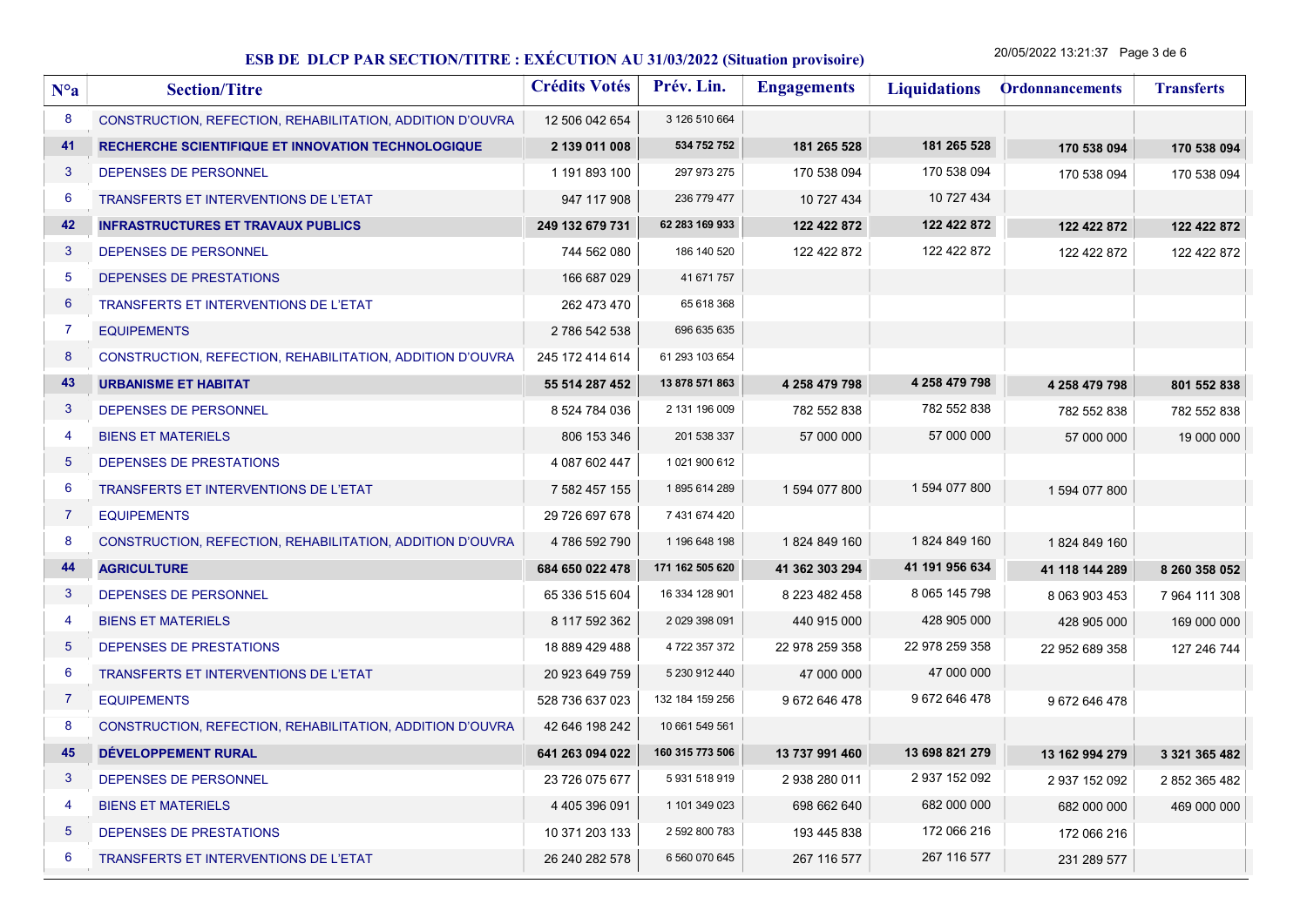## ESB DE DLCP PAR SECTION/TITRE : EXÉCUTION AU 31/03/2022 (Situation provisoire)

20/05/2022 13:21:37

| N°a | Section/Titre | Crédits Votés | Prév. Lin. | Engagements | Liquidations | Ordonnancements | Transferts |
|---|---|---|---|---|---|---|---|
| 8 | CONSTRUCTION, REFECTION, REHABILITATION, ADDITION D'OUVRA | 12 506 042 654 | 3 126 510 664 | | | | |
| **41** | **RECHERCHE SCIENTIFIQUE ET INNOVATION TECHNOLOGIQUE** | **2 139 011 008** | **534 752 752** | **181 265 528** | **181 265 528** | **170 538 094** | **170 538 094** |
| 3 | DEPENSES DE PERSONNEL | 1 191 893 100 | 297 973 275 | 170 538 094 | 170 538 094 | 170 538 094 | 170 538 094 |
| 6 | TRANSFERTS ET INTERVENTIONS DE L'ETAT | 947 117 908 | 236 779 477 | 10 727 434 | 10 727 434 | | |
| **42** | **INFRASTRUCTURES ET TRAVAUX PUBLICS** | **249 132 679 731** | **62 283 169 933** | **122 422 872** | **122 422 872** | **122 422 872** | **122 422 872** |
| 3 | DEPENSES DE PERSONNEL | 744 562 080 | 186 140 520 | 122 422 872 | 122 422 872 | 122 422 872 | 122 422 872 |
| 5 | DEPENSES DE PRESTATIONS | 166 687 029 | 41 671 757 | | | | |
| 6 | TRANSFERTS ET INTERVENTIONS DE L'ETAT | 262 473 470 | 65 618 368 | | | | |
| 7 | EQUIPEMENTS | 2 786 542 538 | 696 635 635 | | | | |
| 8 | CONSTRUCTION, REFECTION, REHABILITATION, ADDITION D'OUVRA | 245 172 414 614 | 61 293 103 654 | | | | |
| **43** | **URBANISME ET HABITAT** | **55 514 287 452** | **13 878 571 863** | **4 258 479 798** | **4 258 479 798** | **4 258 479 798** | **801 552 838** |
| 3 | DEPENSES DE PERSONNEL | 8 524 784 036 | 2 131 196 009 | 782 552 838 | 782 552 838 | 782 552 838 | 782 552 838 |
| 4 | BIENS ET MATERIELS | 806 153 346 | 201 538 337 | 57 000 000 | 57 000 000 | 57 000 000 | 19 000 000 |
| 5 | DEPENSES DE PRESTATIONS | 4 087 602 447 | 1 021 900 612 | | | | |
| 6 | TRANSFERTS ET INTERVENTIONS DE L'ETAT | 7 582 457 155 | 1 895 614 289 | 1 594 077 800 | 1 594 077 800 | 1 594 077 800 | |
| 7 | EQUIPEMENTS | 29 726 697 678 | 7 431 674 420 | | | | |
| 8 | CONSTRUCTION, REFECTION, REHABILITATION, ADDITION D'OUVRA | 4 786 592 790 | 1 196 648 198 | 1 824 849 160 | 1 824 849 160 | 1 824 849 160 | |
| **44** | **AGRICULTURE** | **684 650 022 478** | **171 162 505 620** | **41 362 303 294** | **41 191 956 634** | **41 118 144 289** | **8 260 358 052** |
| 3 | DEPENSES DE PERSONNEL | 65 336 515 604 | 16 334 128 901 | 8 223 482 458 | 8 065 145 798 | 8 063 903 453 | 7 964 111 308 |
| 4 | BIENS ET MATERIELS | 8 117 592 362 | 2 029 398 091 | 440 915 000 | 428 905 000 | 428 905 000 | 169 000 000 |
| 5 | DEPENSES DE PRESTATIONS | 18 889 429 488 | 4 722 357 372 | 22 978 259 358 | 22 978 259 358 | 22 952 689 358 | 127 246 744 |
| 6 | TRANSFERTS ET INTERVENTIONS DE L'ETAT | 20 923 649 759 | 5 230 912 440 | 47 000 000 | 47 000 000 | | |
| 7 | EQUIPEMENTS | 528 736 637 023 | 132 184 159 256 | 9 672 646 478 | 9 672 646 478 | 9 672 646 478 | |
| 8 | CONSTRUCTION, REFECTION, REHABILITATION, ADDITION D'OUVRA | 42 646 198 242 | 10 661 549 561 | | | | |
| **45** | **DÉVELOPPEMENT RURAL** | **641 263 094 022** | **160 315 773 506** | **13 737 991 460** | **13 698 821 279** | **13 162 994 279** | **3 321 365 482** |
| 3 | DEPENSES DE PERSONNEL | 23 726 075 677 | 5 931 518 919 | 2 938 280 011 | 2 937 152 092 | 2 937 152 092 | 2 852 365 482 |
| 4 | BIENS ET MATERIELS | 4 405 396 091 | 1 101 349 023 | 698 662 640 | 682 000 000 | 682 000 000 | 469 000 000 |
| 5 | DEPENSES DE PRESTATIONS | 10 371 203 133 | 2 592 800 783 | 193 445 838 | 172 066 216 | 172 066 216 | |
| 6 | TRANSFERTS ET INTERVENTIONS DE L'ETAT | 26 240 282 578 | 6 560 070 645 | 267 116 577 | 267 116 577 | 231 289 577 | |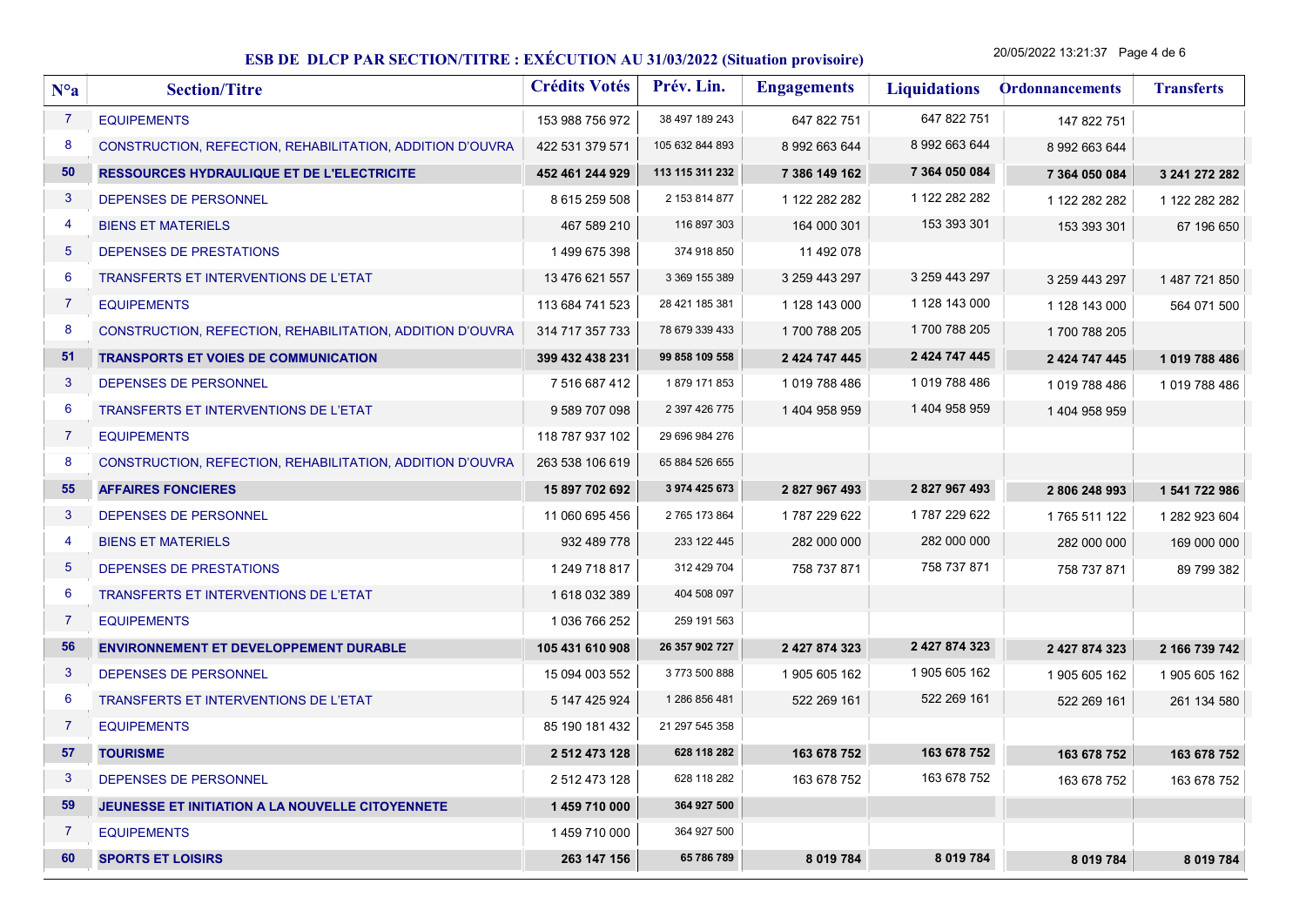## ESB DE DLCP PAR SECTION/TITRE : EXÉCUTION AU 31/03/2022 (Situation provisoire)

20/05/2022 13:21:37

| N°a | Section/Titre | Crédits Votés | Prév. Lin. | Engagements | Liquidations | Ordonnancements | Transferts |
|---|---|---|---|---|---|---|---|
| 7 | EQUIPEMENTS | 153 988 756 972 | 38 497 189 243 | 647 822 751 | 647 822 751 | 147 822 751 | |
| 8 | CONSTRUCTION, REFECTION, REHABILITATION, ADDITION D'OUVRA | 422 531 379 571 | 105 632 844 893 | 8 992 663 644 | 8 992 663 644 | 8 992 663 644 | |
| **50** | **RESSOURCES HYDRAULIQUE ET DE L'ELECTRICITE** | **452 461 244 929** | **113 115 311 232** | **7 386 149 162** | **7 364 050 084** | **7 364 050 084** | **3 241 272 282** |
| 3 | DEPENSES DE PERSONNEL | 8 615 259 508 | 2 153 814 877 | 1 122 282 282 | 1 122 282 282 | 1 122 282 282 | 1 122 282 282 |
| 4 | BIENS ET MATERIELS | 467 589 210 | 116 897 303 | 164 000 301 | 153 393 301 | 153 393 301 | 67 196 650 |
| 5 | DEPENSES DE PRESTATIONS | 1 499 675 398 | 374 918 850 | 11 492 078 | | | |
| 6 | TRANSFERTS ET INTERVENTIONS DE L'ETAT | 13 476 621 557 | 3 369 155 389 | 3 259 443 297 | 3 259 443 297 | 3 259 443 297 | 1 487 721 850 |
| 7 | EQUIPEMENTS | 113 684 741 523 | 28 421 185 381 | 1 128 143 000 | 1 128 143 000 | 1 128 143 000 | 564 071 500 |
| 8 | CONSTRUCTION, REFECTION, REHABILITATION, ADDITION D'OUVRA | 314 717 357 733 | 78 679 339 433 | 1 700 788 205 | 1 700 788 205 | 1 700 788 205 | |
| **51** | **TRANSPORTS ET VOIES DE COMMUNICATION** | **399 432 438 231** | **99 858 109 558** | **2 424 747 445** | **2 424 747 445** | **2 424 747 445** | **1 019 788 486** |
| 3 | DEPENSES DE PERSONNEL | 7 516 687 412 | 1 879 171 853 | 1 019 788 486 | 1 019 788 486 | 1 019 788 486 | 1 019 788 486 |
| 6 | TRANSFERTS ET INTERVENTIONS DE L'ETAT | 9 589 707 098 | 2 397 426 775 | 1 404 958 959 | 1 404 958 959 | 1 404 958 959 | |
| 7 | EQUIPEMENTS | 118 787 937 102 | 29 696 984 276 | | | | |
| 8 | CONSTRUCTION, REFECTION, REHABILITATION, ADDITION D'OUVRA | 263 538 106 619 | 65 884 526 655 | | | | |
| **55** | **AFFAIRES FONCIERES** | **15 897 702 692** | **3 974 425 673** | **2 827 967 493** | **2 827 967 493** | **2 806 248 993** | **1 541 722 986** |
| 3 | DEPENSES DE PERSONNEL | 11 060 695 456 | 2 765 173 864 | 1 787 229 622 | 1 787 229 622 | 1 765 511 122 | 1 282 923 604 |
| 4 | BIENS ET MATERIELS | 932 489 778 | 233 122 445 | 282 000 000 | 282 000 000 | 282 000 000 | 169 000 000 |
| 5 | DEPENSES DE PRESTATIONS | 1 249 718 817 | 312 429 704 | 758 737 871 | 758 737 871 | 758 737 871 | 89 799 382 |
| 6 | TRANSFERTS ET INTERVENTIONS DE L'ETAT | 1 618 032 389 | 404 508 097 | | | | |
| 7 | EQUIPEMENTS | 1 036 766 252 | 259 191 563 | | | | |
| **56** | **ENVIRONNEMENT ET DEVELOPPEMENT DURABLE** | **105 431 610 908** | **26 357 902 727** | **2 427 874 323** | **2 427 874 323** | **2 427 874 323** | **2 166 739 742** |
| 3 | DEPENSES DE PERSONNEL | 15 094 003 552 | 3 773 500 888 | 1 905 605 162 | 1 905 605 162 | 1 905 605 162 | 1 905 605 162 |
| 6 | TRANSFERTS ET INTERVENTIONS DE L'ETAT | 5 147 425 924 | 1 286 856 481 | 522 269 161 | 522 269 161 | 522 269 161 | 261 134 580 |
| 7 | EQUIPEMENTS | 85 190 181 432 | 21 297 545 358 | | | | |
| **57** | **TOURISME** | **2 512 473 128** | **628 118 282** | **163 678 752** | **163 678 752** | **163 678 752** | **163 678 752** |
| 3 | DEPENSES DE PERSONNEL | 2 512 473 128 | 628 118 282 | 163 678 752 | 163 678 752 | 163 678 752 | 163 678 752 |
| **59** | **JEUNESSE ET INITIATION A LA NOUVELLE CITOYENNETE** | **1 459 710 000** | **364 927 500** | | | | |
| 7 | EQUIPEMENTS | 1 459 710 000 | 364 927 500 | | | | |
| **60** | **SPORTS ET LOISIRS** | **263 147 156** | **65 786 789** | **8 019 784** | **8 019 784** | **8 019 784** | **8 019 784** |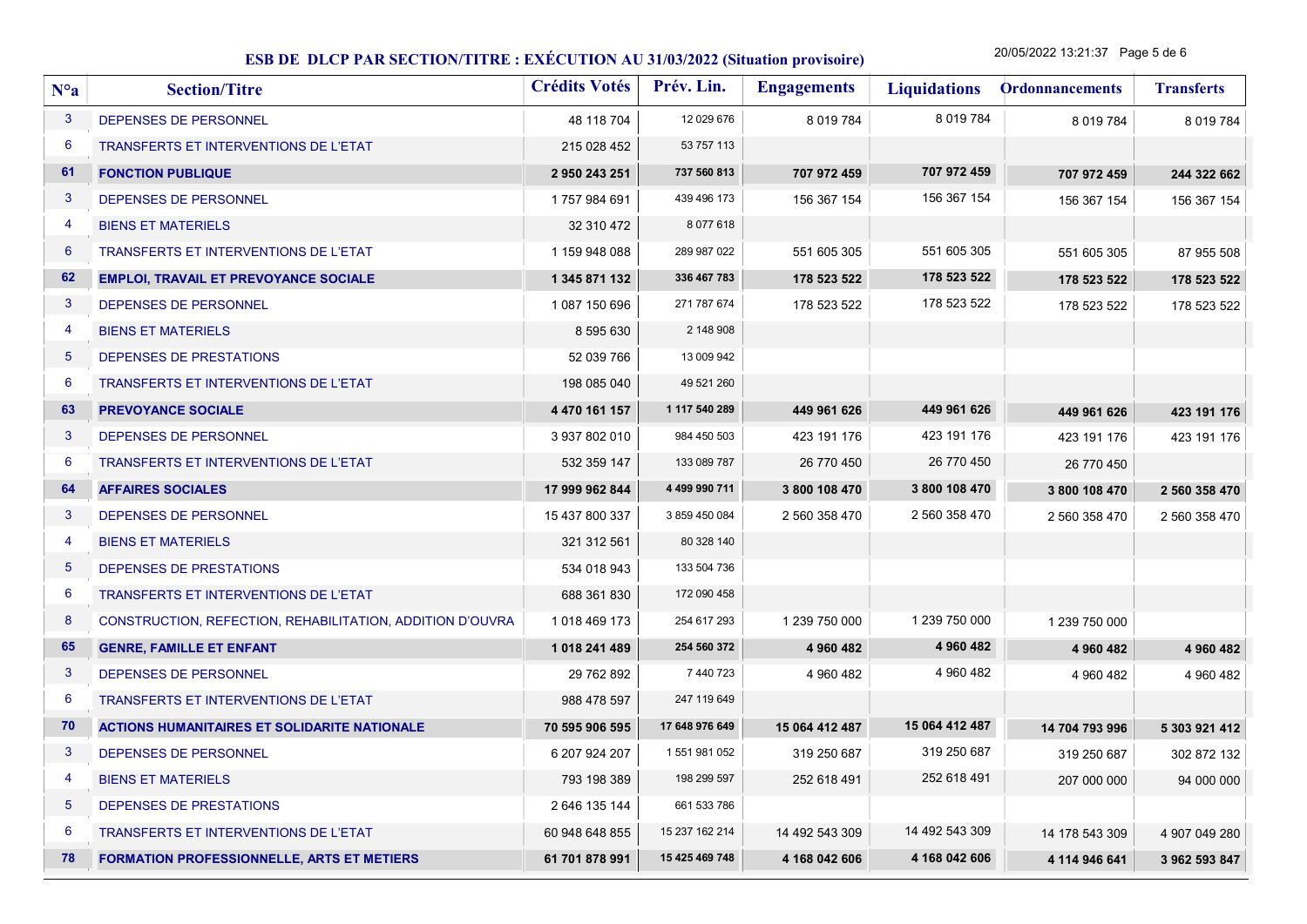## ESB DE DLCP PAR SECTION/TITRE : EXÉCUTION AU 31/03/2022 (Situation provisoire)

20/05/2022 13:21:37

| N°a | Section/Titre | Crédits Votés | Prév. Lin. | Engagements | Liquidations | Ordonnancements | Transferts |
|---|---|---|---|---|---|---|---|
| 3 | DEPENSES DE PERSONNEL | 48 118 704 | 12 029 676 | 8 019 784 | 8 019 784 | 8 019 784 | 8 019 784 |
| 6 | TRANSFERTS ET INTERVENTIONS DE L'ETAT | 215 028 452 | 53 757 113 | | | | |
| **61** | **FONCTION PUBLIQUE** | **2 950 243 251** | **737 560 813** | **707 972 459** | **707 972 459** | **707 972 459** | **244 322 662** |
| 3 | DEPENSES DE PERSONNEL | 1 757 984 691 | 439 496 173 | 156 367 154 | 156 367 154 | 156 367 154 | 156 367 154 |
| 4 | BIENS ET MATERIELS | 32 310 472 | 8 077 618 | | | | |
| 6 | TRANSFERTS ET INTERVENTIONS DE L'ETAT | 1 159 948 088 | 289 987 022 | 551 605 305 | 551 605 305 | 551 605 305 | 87 955 508 |
| **62** | **EMPLOI, TRAVAIL ET PREVOYANCE SOCIALE** | **1 345 871 132** | **336 467 783** | **178 523 522** | **178 523 522** | **178 523 522** | **178 523 522** |
| 3 | DEPENSES DE PERSONNEL | 1 087 150 696 | 271 787 674 | 178 523 522 | 178 523 522 | 178 523 522 | 178 523 522 |
| 4 | BIENS ET MATERIELS | 8 595 630 | 2 148 908 | | | | |
| 5 | DEPENSES DE PRESTATIONS | 52 039 766 | 13 009 942 | | | | |
| 6 | TRANSFERTS ET INTERVENTIONS DE L'ETAT | 198 085 040 | 49 521 260 | | | | |
| **63** | **PREVOYANCE SOCIALE** | **4 470 161 157** | **1 117 540 289** | **449 961 626** | **449 961 626** | **449 961 626** | **423 191 176** |
| 3 | DEPENSES DE PERSONNEL | 3 937 802 010 | 984 450 503 | 423 191 176 | 423 191 176 | 423 191 176 | 423 191 176 |
| 6 | TRANSFERTS ET INTERVENTIONS DE L'ETAT | 532 359 147 | 133 089 787 | 26 770 450 | 26 770 450 | 26 770 450 | |
| **64** | **AFFAIRES SOCIALES** | **17 999 962 844** | **4 499 990 711** | **3 800 108 470** | **3 800 108 470** | **3 800 108 470** | **2 560 358 470** |
| 3 | DEPENSES DE PERSONNEL | 15 437 800 337 | 3 859 450 084 | 2 560 358 470 | 2 560 358 470 | 2 560 358 470 | 2 560 358 470 |
| 4 | BIENS ET MATERIELS | 321 312 561 | 80 328 140 | | | | |
| 5 | DEPENSES DE PRESTATIONS | 534 018 943 | 133 504 736 | | | | |
| 6 | TRANSFERTS ET INTERVENTIONS DE L'ETAT | 688 361 830 | 172 090 458 | | | | |
| 8 | CONSTRUCTION, REFECTION, REHABILITATION, ADDITION D'OUVRA | 1 018 469 173 | 254 617 293 | 1 239 750 000 | 1 239 750 000 | 1 239 750 000 | |
| **65** | **GENRE, FAMILLE ET ENFANT** | **1 018 241 489** | **254 560 372** | **4 960 482** | **4 960 482** | **4 960 482** | **4 960 482** |
| 3 | DEPENSES DE PERSONNEL | 29 762 892 | 7 440 723 | 4 960 482 | 4 960 482 | 4 960 482 | 4 960 482 |
| 6 | TRANSFERTS ET INTERVENTIONS DE L'ETAT | 988 478 597 | 247 119 649 | | | | |
| **70** | **ACTIONS HUMANITAIRES ET SOLIDARITE NATIONALE** | **70 595 906 595** | **17 648 976 649** | **15 064 412 487** | **15 064 412 487** | **14 704 793 996** | **5 303 921 412** |
| 3 | DEPENSES DE PERSONNEL | 6 207 924 207 | 1 551 981 052 | 319 250 687 | 319 250 687 | 319 250 687 | 302 872 132 |
| 4 | BIENS ET MATERIELS | 793 198 389 | 198 299 597 | 252 618 491 | 252 618 491 | 207 000 000 | 94 000 000 |
| 5 | DEPENSES DE PRESTATIONS | 2 646 135 144 | 661 533 786 | | | | |
| 6 | TRANSFERTS ET INTERVENTIONS DE L'ETAT | 60 948 648 855 | 15 237 162 214 | 14 492 543 309 | 14 492 543 309 | 14 178 543 309 | 4 907 049 280 |
| **78** | **FORMATION PROFESSIONNELLE, ARTS ET METIERS** | **61 701 878 991** | **15 425 469 748** | **4 168 042 606** | **4 168 042 606** | **4 114 946 641** | **3 962 593 847** |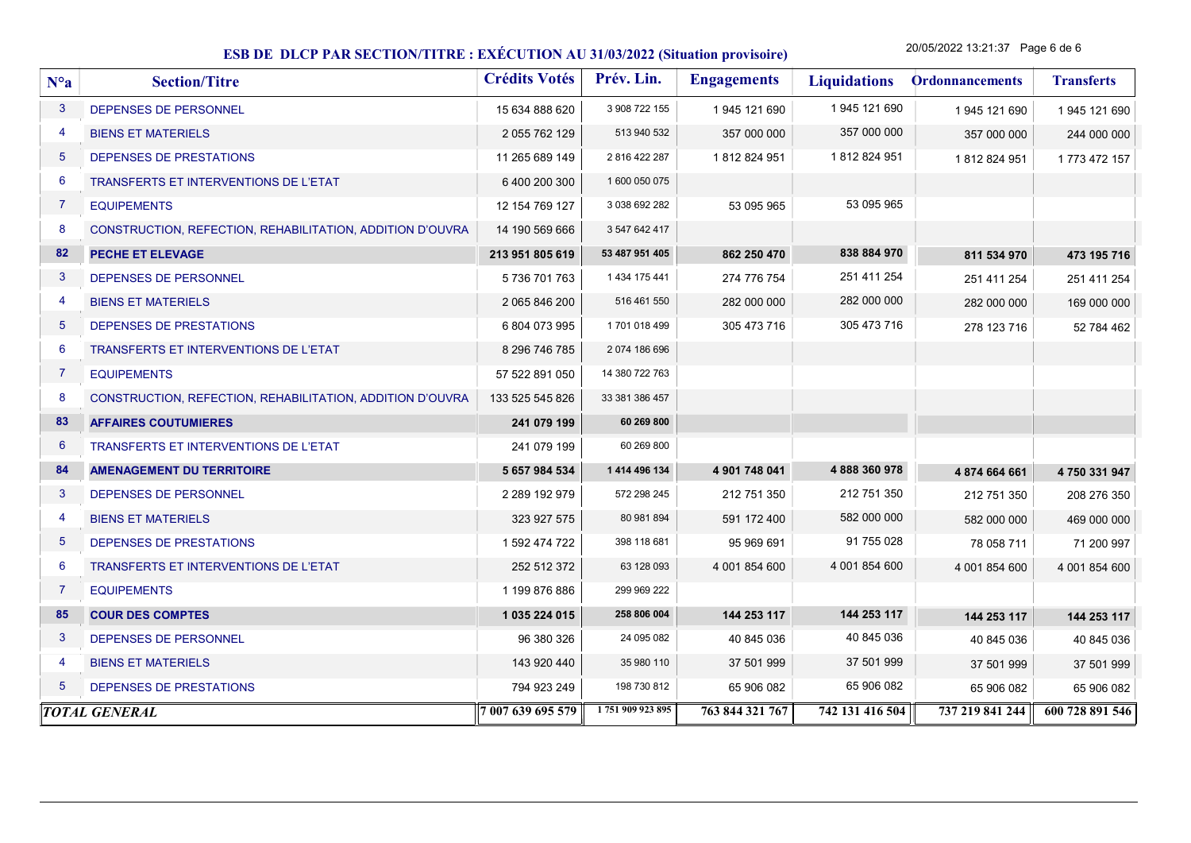## ESB DE DLCP PAR SECTION/TITRE : EXÉCUTION AU 31/03/2022 (Situation provisoire)

20/05/2022 13:21:37

| N°a | Section/Titre | Crédits Votés | Prév. Lin. | Engagements | Liquidations | Ordonnancements | Transferts |
|---|---|---|---|---|---|---|---|
| 3 | DEPENSES DE PERSONNEL | 15 634 888 620 | 3 908 722 155 | 1 945 121 690 | 1 945 121 690 | 1 945 121 690 | 1 945 121 690 |
| 4 | BIENS ET MATERIELS | 2 055 762 129 | 513 940 532 | 357 000 000 | 357 000 000 | 357 000 000 | 244 000 000 |
| 5 | DEPENSES DE PRESTATIONS | 11 265 689 149 | 2 816 422 287 | 1 812 824 951 | 1 812 824 951 | 1 812 824 951 | 1 773 472 157 |
| 6 | TRANSFERTS ET INTERVENTIONS DE L'ETAT | 6 400 200 300 | 1 600 050 075 | | | | |
| 7 | EQUIPEMENTS | 12 154 769 127 | 3 038 692 282 | 53 095 965 | 53 095 965 | | |
| 8 | CONSTRUCTION, REFECTION, REHABILITATION, ADDITION D'OUVRA | 14 190 569 666 | 3 547 642 417 | | | | |
| **82** | **PECHE ET ELEVAGE** | **213 951 805 619** | **53 487 951 405** | **862 250 470** | **838 884 970** | **811 534 970** | **473 195 716** |
| 3 | DEPENSES DE PERSONNEL | 5 736 701 763 | 1 434 175 441 | 274 776 754 | 251 411 254 | 251 411 254 | 251 411 254 |
| 4 | BIENS ET MATERIELS | 2 065 846 200 | 516 461 550 | 282 000 000 | 282 000 000 | 282 000 000 | 169 000 000 |
| 5 | DEPENSES DE PRESTATIONS | 6 804 073 995 | 1 701 018 499 | 305 473 716 | 305 473 716 | 278 123 716 | 52 784 462 |
| 6 | TRANSFERTS ET INTERVENTIONS DE L'ETAT | 8 296 746 785 | 2 074 186 696 | | | | |
| 7 | EQUIPEMENTS | 57 522 891 050 | 14 380 722 763 | | | | |
| 8 | CONSTRUCTION, REFECTION, REHABILITATION, ADDITION D'OUVRA | 133 525 545 826 | 33 381 386 457 | | | | |
| **83** | **AFFAIRES COUTUMIERES** | **241 079 199** | **60 269 800** | | | | |
| 6 | TRANSFERTS ET INTERVENTIONS DE L'ETAT | 241 079 199 | 60 269 800 | | | | |
| **84** | **AMENAGEMENT DU TERRITOIRE** | **5 657 984 534** | **1 414 496 134** | **4 901 748 041** | **4 888 360 978** | **4 874 664 661** | **4 750 331 947** |
| 3 | DEPENSES DE PERSONNEL | 2 289 192 979 | 572 298 245 | 212 751 350 | 212 751 350 | 212 751 350 | 208 276 350 |
| 4 | BIENS ET MATERIELS | 323 927 575 | 80 981 894 | 591 172 400 | 582 000 000 | 582 000 000 | 469 000 000 |
| 5 | DEPENSES DE PRESTATIONS | 1 592 474 722 | 398 118 681 | 95 969 691 | 91 755 028 | 78 058 711 | 71 200 997 |
| 6 | TRANSFERTS ET INTERVENTIONS DE L'ETAT | 252 512 372 | 63 128 093 | 4 001 854 600 | 4 001 854 600 | 4 001 854 600 | 4 001 854 600 |
| 7 | EQUIPEMENTS | 1 199 876 886 | 299 969 222 | | | | |
| **85** | **COUR DES COMPTES** | **1 035 224 015** | **258 806 004** | **144 253 117** | **144 253 117** | **144 253 117** | **144 253 117** |
| 3 | DEPENSES DE PERSONNEL | 96 380 326 | 24 095 082 | 40 845 036 | 40 845 036 | 40 845 036 | 40 845 036 |
| 4 | BIENS ET MATERIELS | 143 920 440 | 35 980 110 | 37 501 999 | 37 501 999 | 37 501 999 | 37 501 999 |
| 5 | DEPENSES DE PRESTATIONS | 794 923 249 | 198 730 812 | 65 906 082 | 65 906 082 | 65 906 082 | 65 906 082 |
| ***TOTAL GENERAL*** | | **7 007 639 695 579** | **1 751 909 923 895** | **763 844 321 767** | **742 131 416 504** | **737 219 841 244** | **600 728 891 546** |